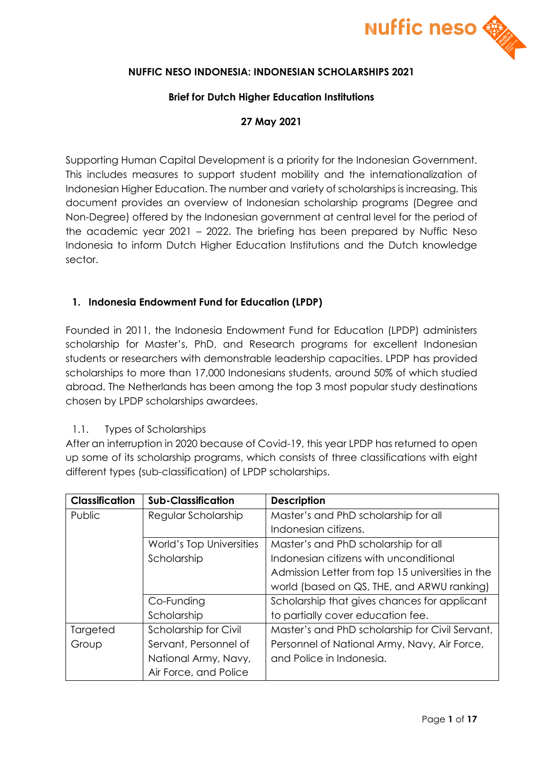**NUFFIC NESO INDONESIA: INDONESIAN SCHOLARSHIPS 2021**

**Brief for Dutch Higher Education Institutions**

**27 May 2021**

Supporting Human Capital Development is a priority for the Indonesian Government. This includes measures to support student mobility and the internationalization of Indonesian Higher Education. The number and variety of scholarships is increasing. This document provides an overview of Indonesian scholarship programs (Degree and Non-Degree) offered by the Indonesian government at central level for the period of the academic year 2021 – 2022. The briefing has been prepared by Nuffic Neso Indonesia to inform Dutch Higher Education Institutions and the Dutch knowledge sector.

## 1. Indonesia Endowment Fund for Education (LPDP)

Founded in 2011, the Indonesia Endowment Fund for Education (LPDP) administers scholarship for Master's, PhD, and Research programs for excellent Indonesian students or researchers with demonstrable leadership capacities. LPDP has provided scholarships to more than 17,000 Indonesians students, around 50% of which studied abroad. The Netherlands has been among the top 3 most popular study destinations chosen by LPDP scholarships awardees.

### 1.1. Types of Scholarships

After an interruption in 2020 because of Covid-19, this year LPDP has returned to open up some of its scholarship programs, which consists of three classifications with eight different types (sub-classification) of LPDP scholarships.

| Classification | Sub-Classification | Description |
|---|---|---|
| Public | Regular Scholarship | Master's and PhD scholarship for all Indonesian citizens. |
| | World's Top Universities Scholarship | Master's and PhD scholarship for all Indonesian citizens with unconditional Admission Letter from top 15 universities in the world (based on QS, THE, and ARWU ranking) |
| | Co-Funding Scholarship | Scholarship that gives chances for applicant to partially cover education fee. |
| Targeted Group | Scholarship for Civil Servant, Personnel of National Army, Navy, Air Force, and Police | Master's and PhD scholarship for Civil Servant, Personnel of National Army, Navy, Air Force, and Police in Indonesia. |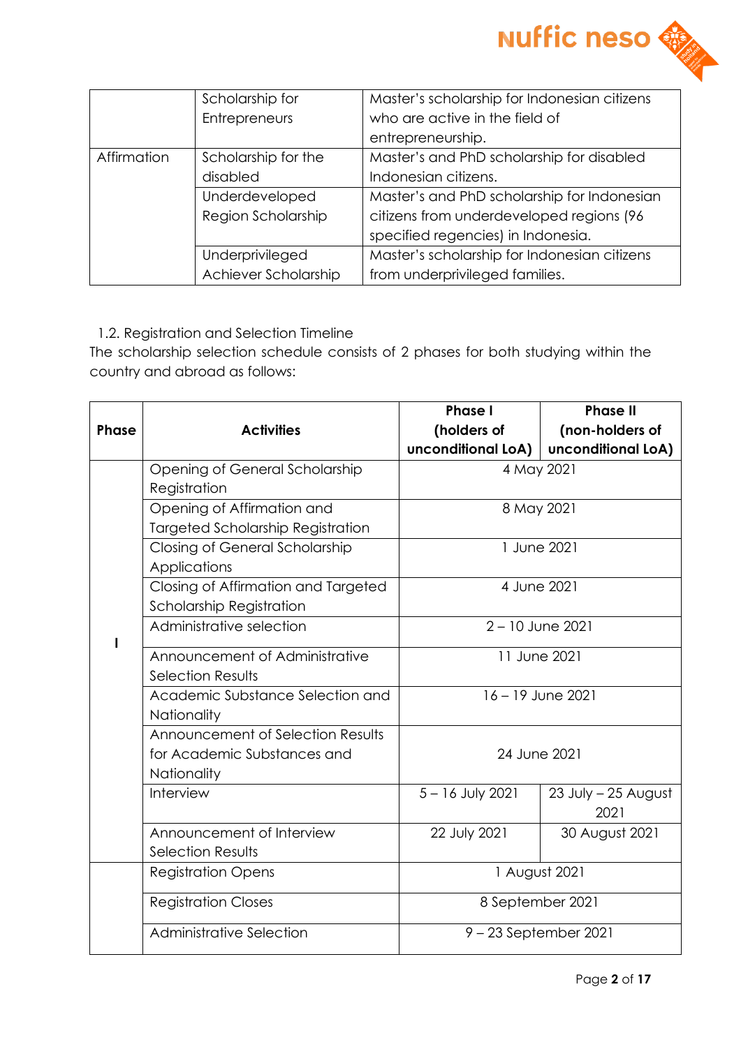|  | Scholarship for Entrepreneurs | Master's scholarship for Indonesian citizens who are active in the field of entrepreneurship. |
|---|---|---|
| Affirmation | Scholarship for the disabled | Master's and PhD scholarship for disabled Indonesian citizens. |
|  | Underdeveloped Region Scholarship | Master's and PhD scholarship for Indonesian citizens from underdeveloped regions (96 specified regencies) in Indonesia. |
|  | Underprivileged Achiever Scholarship | Master's scholarship for Indonesian citizens from underprivileged families. |

1.2. Registration and Selection Timeline

The scholarship selection schedule consists of 2 phases for both studying within the country and abroad as follows:

| Phase | Activities | Phase I (holders of unconditional LoA) | Phase II (non-holders of unconditional LoA) |
|---|---|---|---|
| I | Opening of General Scholarship Registration | 4 May 2021 | |
| | Opening of Affirmation and Targeted Scholarship Registration | 8 May 2021 | |
| | Closing of General Scholarship Applications | 1 June 2021 | |
| | Closing of Affirmation and Targeted Scholarship Registration | 4 June 2021 | |
| | Administrative selection | 2 – 10 June 2021 | |
| | Announcement of Administrative Selection Results | 11 June 2021 | |
| | Academic Substance Selection and Nationality | 16 – 19 June 2021 | |
| | Announcement of Selection Results for Academic Substances and Nationality | 24 June 2021 | |
| | Interview | 5 – 16 July 2021 | 23 July – 25 August 2021 |
| | Announcement of Interview Selection Results | 22 July 2021 | 30 August 2021 |
| | Registration Opens | 1 August 2021 | |
| | Registration Closes | 8 September 2021 | |
| | Administrative Selection | 9 – 23 September 2021 | |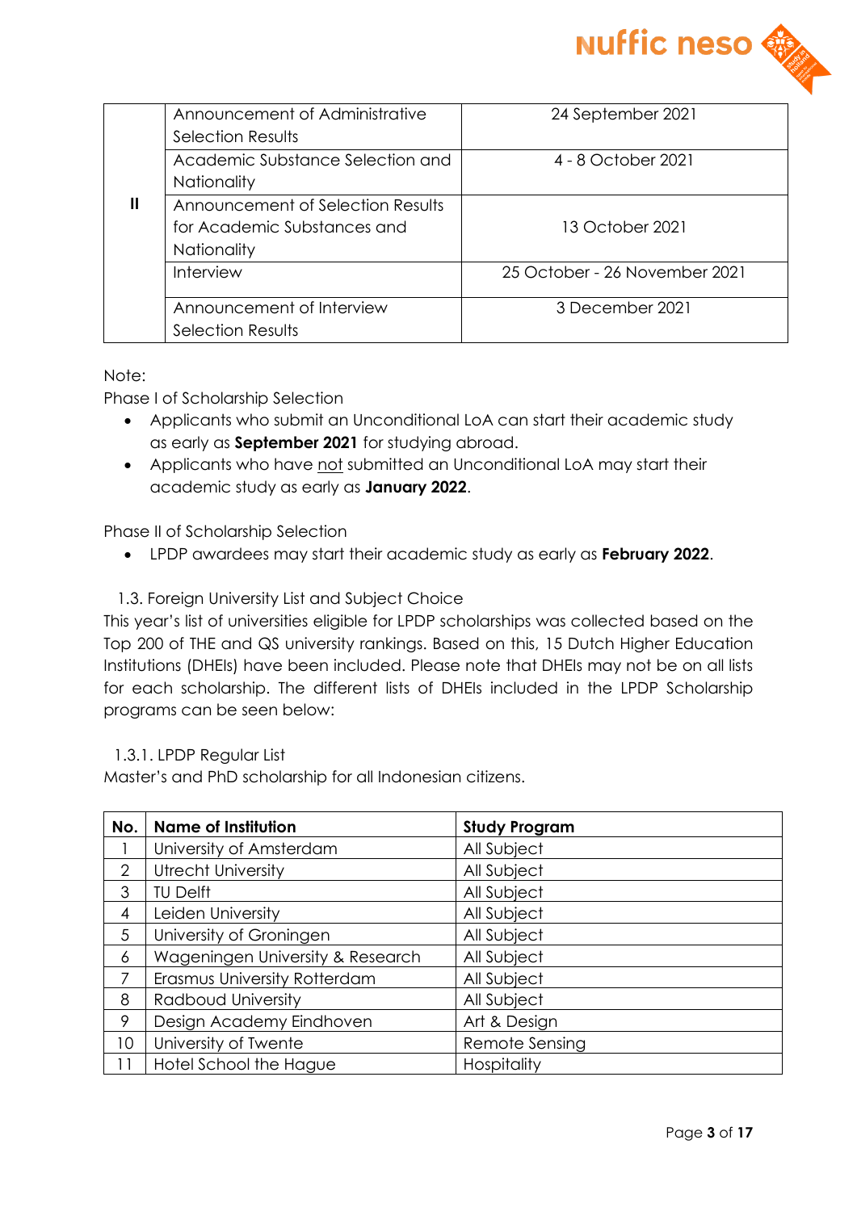| | | |
|---|---|---|
| II | Announcement of Administrative Selection Results | 24 September 2021 |
| | Academic Substance Selection and Nationality | 4 - 8 October 2021 |
| | Announcement of Selection Results for Academic Substances and Nationality | 13 October 2021 |
| | Interview | 25 October - 26 November 2021 |
| | Announcement of Interview Selection Results | 3 December 2021 |

Note:

Phase I of Scholarship Selection

- Applicants who submit an Unconditional LoA can start their academic study as early as **September 2021** for studying abroad.
- Applicants who have not submitted an Unconditional LoA may start their academic study as early as **January 2022**.

Phase II of Scholarship Selection

- LPDP awardees may start their academic study as early as **February 2022**.

### 1.3. Foreign University List and Subject Choice

This year's list of universities eligible for LPDP scholarships was collected based on the Top 200 of THE and QS university rankings. Based on this, 15 Dutch Higher Education Institutions (DHEIs) have been included. Please note that DHEIs may not be on all lists for each scholarship. The different lists of DHEIs included in the LPDP Scholarship programs can be seen below:

#### 1.3.1. LPDP Regular List

Master's and PhD scholarship for all Indonesian citizens.

| No. | Name of Institution | Study Program |
|---|---|---|
| 1 | University of Amsterdam | All Subject |
| 2 | Utrecht University | All Subject |
| 3 | TU Delft | All Subject |
| 4 | Leiden University | All Subject |
| 5 | University of Groningen | All Subject |
| 6 | Wageningen University & Research | All Subject |
| 7 | Erasmus University Rotterdam | All Subject |
| 8 | Radboud University | All Subject |
| 9 | Design Academy Eindhoven | Art & Design |
| 10 | University of Twente | Remote Sensing |
| 11 | Hotel School the Hague | Hospitality |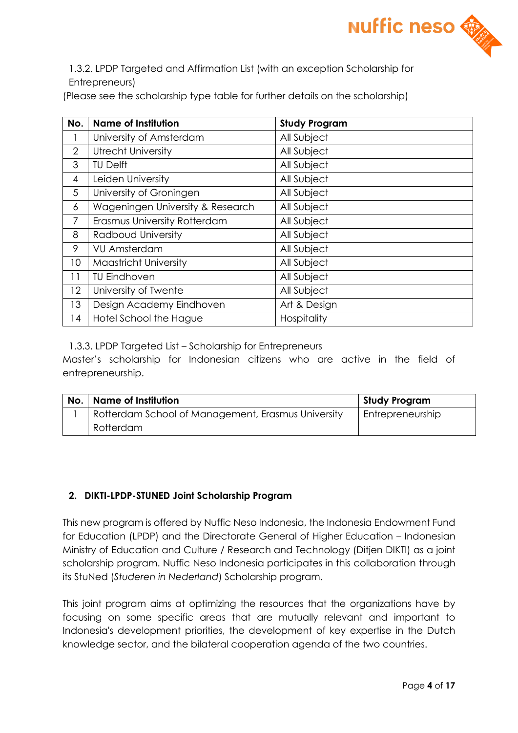1.3.2. LPDP Targeted and Affirmation List (with an exception Scholarship for Entrepreneurs)

(Please see the scholarship type table for further details on the scholarship)

| No. | Name of Institution | Study Program |
|---|---|---|
| 1 | University of Amsterdam | All Subject |
| 2 | Utrecht University | All Subject |
| 3 | TU Delft | All Subject |
| 4 | Leiden University | All Subject |
| 5 | University of Groningen | All Subject |
| 6 | Wageningen University & Research | All Subject |
| 7 | Erasmus University Rotterdam | All Subject |
| 8 | Radboud University | All Subject |
| 9 | VU Amsterdam | All Subject |
| 10 | Maastricht University | All Subject |
| 11 | TU Eindhoven | All Subject |
| 12 | University of Twente | All Subject |
| 13 | Design Academy Eindhoven | Art & Design |
| 14 | Hotel School the Hague | Hospitality |

1.3.3. LPDP Targeted List – Scholarship for Entrepreneurs

Master's scholarship for Indonesian citizens who are active in the field of entrepreneurship.

| No. | Name of Institution | Study Program |
|---|---|---|
| 1 | Rotterdam School of Management, Erasmus University Rotterdam | Entrepreneurship |

## 2. DIKTI-LPDP-STUNED Joint Scholarship Program

This new program is offered by Nuffic Neso Indonesia, the Indonesia Endowment Fund for Education (LPDP) and the Directorate General of Higher Education – Indonesian Ministry of Education and Culture / Research and Technology (Ditjen DIKTI) as a joint scholarship program. Nuffic Neso Indonesia participates in this collaboration through its StuNed (*Studeren in Nederland*) Scholarship program.

This joint program aims at optimizing the resources that the organizations have by focusing on some specific areas that are mutually relevant and important to Indonesia's development priorities, the development of key expertise in the Dutch knowledge sector, and the bilateral cooperation agenda of the two countries.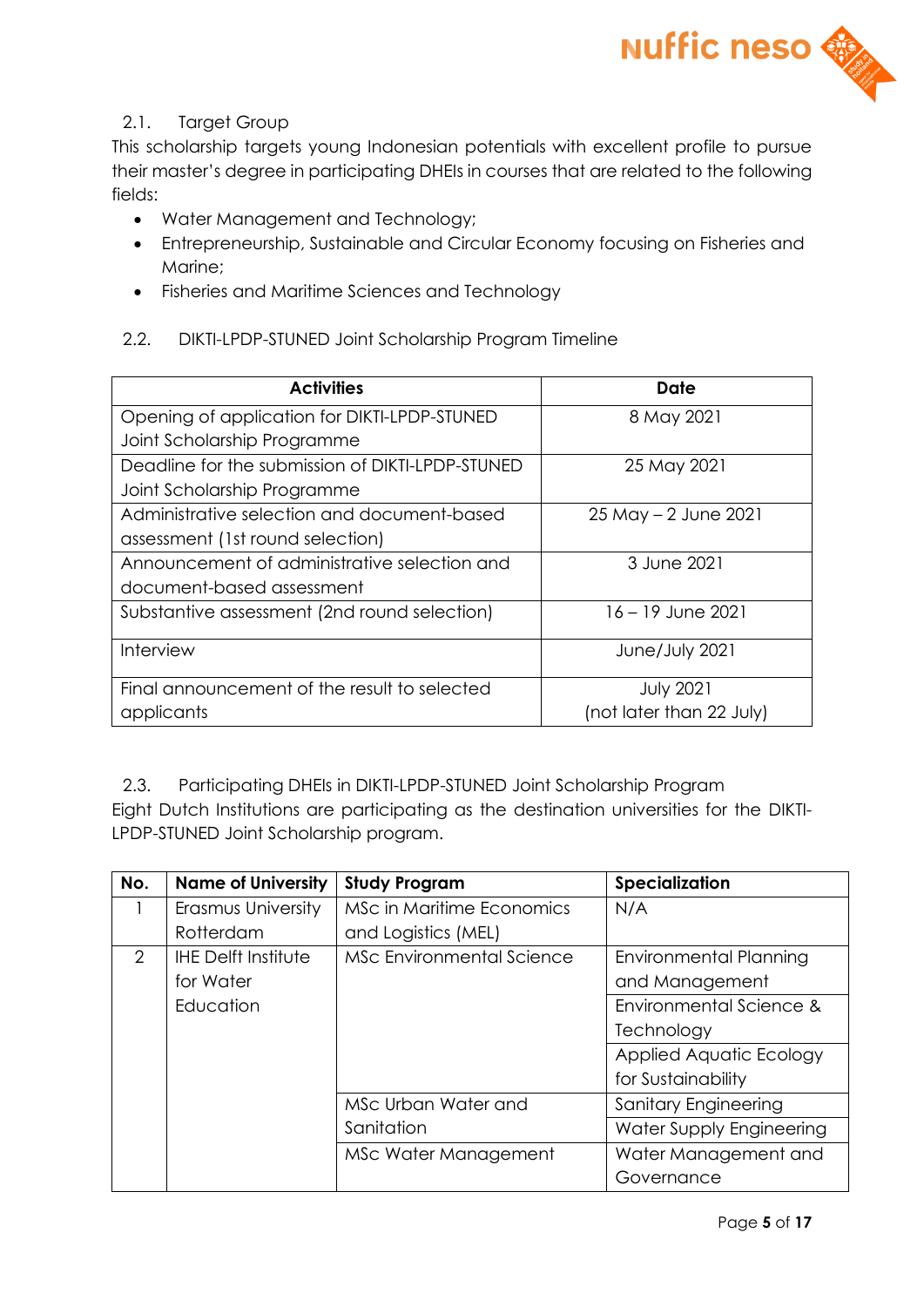### 2.1. Target Group

This scholarship targets young Indonesian potentials with excellent profile to pursue their master's degree in participating DHEIs in courses that are related to the following fields:

- Water Management and Technology;
- Entrepreneurship, Sustainable and Circular Economy focusing on Fisheries and Marine;
- Fisheries and Maritime Sciences and Technology

### 2.2. DIKTI-LPDP-STUNED Joint Scholarship Program Timeline

| Activities | Date |
|---|---|
| Opening of application for DIKTI-LPDP-STUNED Joint Scholarship Programme | 8 May 2021 |
| Deadline for the submission of DIKTI-LPDP-STUNED Joint Scholarship Programme | 25 May 2021 |
| Administrative selection and document-based assessment (1st round selection) | 25 May – 2 June 2021 |
| Announcement of administrative selection and document-based assessment | 3 June 2021 |
| Substantive assessment (2nd round selection) | 16 – 19 June 2021 |
| Interview | June/July 2021 |
| Final announcement of the result to selected applicants | July 2021 (not later than 22 July) |

### 2.3. Participating DHEIs in DIKTI-LPDP-STUNED Joint Scholarship Program

Eight Dutch Institutions are participating as the destination universities for the DIKTI-LPDP-STUNED Joint Scholarship program.

| No. | Name of University | Study Program | Specialization |
|---|---|---|---|
| 1 | Erasmus University Rotterdam | MSc in Maritime Economics and Logistics (MEL) | N/A |
| 2 | IHE Delft Institute for Water Education | MSc Environmental Science | Environmental Planning and Management |
| | | | Environmental Science & Technology |
| | | | Applied Aquatic Ecology for Sustainability |
| | | MSc Urban Water and Sanitation | Sanitary Engineering |
| | | | Water Supply Engineering |
| | | MSc Water Management | Water Management and Governance |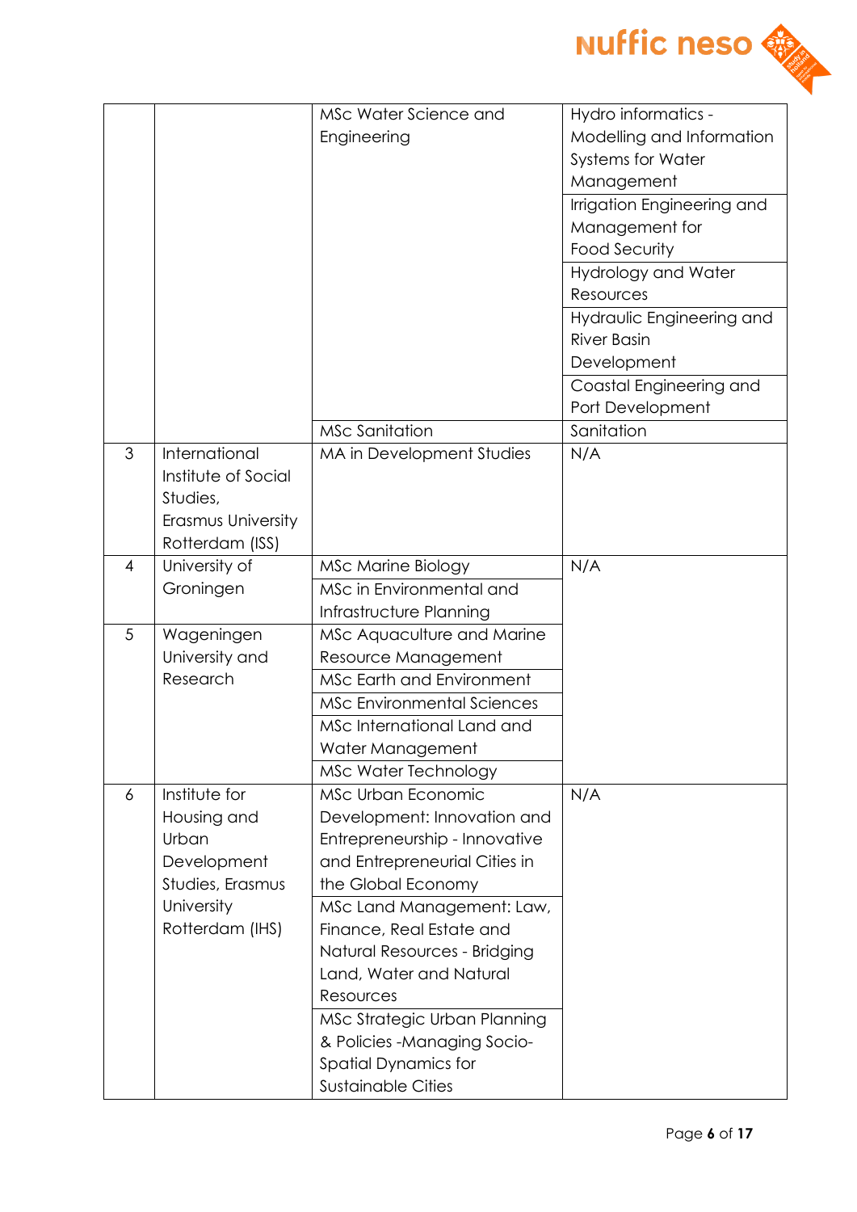| | | | |
|---|---|---|---|
| | | MSc Water Science and Engineering | Hydro informatics - Modelling and Information Systems for Water Management |
| | | | Irrigation Engineering and Management for Food Security |
| | | | Hydrology and Water Resources |
| | | | Hydraulic Engineering and River Basin Development |
| | | | Coastal Engineering and Port Development |
| | | MSc Sanitation | Sanitation |
| 3 | International Institute of Social Studies, Erasmus University Rotterdam (ISS) | MA in Development Studies | N/A |
| 4 | University of Groningen | MSc Marine Biology | N/A |
| | | MSc in Environmental and Infrastructure Planning | |
| 5 | Wageningen University and Research | MSc Aquaculture and Marine Resource Management | |
| | | MSc Earth and Environment | |
| | | MSc Environmental Sciences | |
| | | MSc International Land and Water Management | |
| | | MSc Water Technology | |
| 6 | Institute for Housing and Urban Development Studies, Erasmus University Rotterdam (IHS) | MSc Urban Economic Development: Innovation and Entrepreneurship - Innovative and Entrepreneurial Cities in the Global Economy | N/A |
| | | MSc Land Management: Law, Finance, Real Estate and Natural Resources - Bridging Land, Water and Natural Resources | |
| | | MSc Strategic Urban Planning & Policies -Managing Socio-Spatial Dynamics for Sustainable Cities | |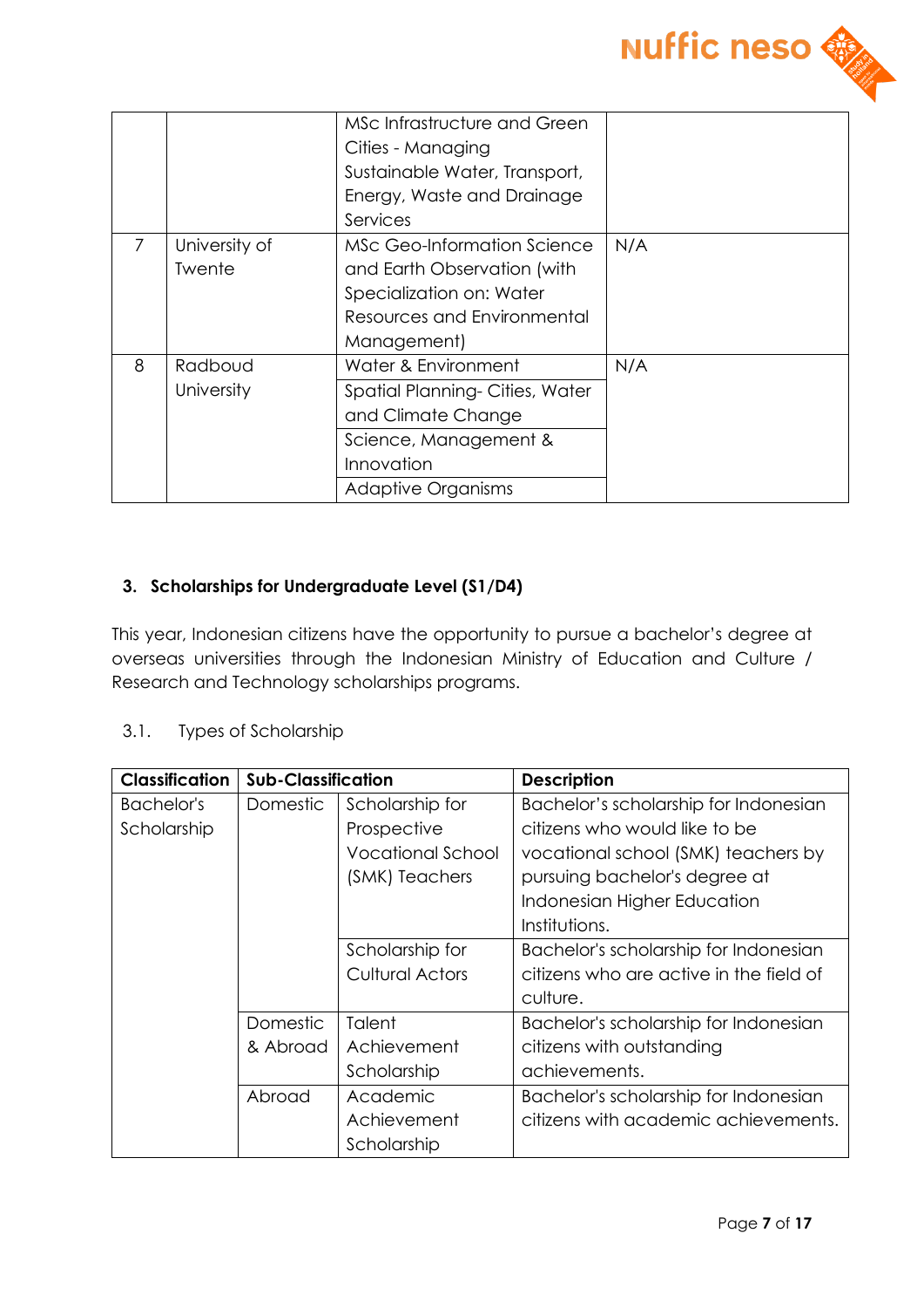| | | MSc Infrastructure and Green Cities - Managing Sustainable Water, Transport, Energy, Waste and Drainage Services | |
|---|---|---|---|
| 7 | University of Twente | MSc Geo-Information Science and Earth Observation (with Specialization on: Water Resources and Environmental Management) | N/A |
| 8 | Radboud University | Water & Environment | N/A |
| | | Spatial Planning- Cities, Water and Climate Change | |
| | | Science, Management & Innovation | |
| | | Adaptive Organisms | |

### 3. Scholarships for Undergraduate Level (S1/D4)

This year, Indonesian citizens have the opportunity to pursue a bachelor's degree at overseas universities through the Indonesian Ministry of Education and Culture / Research and Technology scholarships programs.

#### 3.1. Types of Scholarship

| Classification | Sub-Classification | | Description |
|---|---|---|---|
| Bachelor's Scholarship | Domestic | Scholarship for Prospective Vocational School (SMK) Teachers | Bachelor's scholarship for Indonesian citizens who would like to be vocational school (SMK) teachers by pursuing bachelor's degree at Indonesian Higher Education Institutions. |
| | | Scholarship for Cultural Actors | Bachelor's scholarship for Indonesian citizens who are active in the field of culture. |
| | Domestic & Abroad | Talent Achievement Scholarship | Bachelor's scholarship for Indonesian citizens with outstanding achievements. |
| | Abroad | Academic Achievement Scholarship | Bachelor's scholarship for Indonesian citizens with academic achievements. |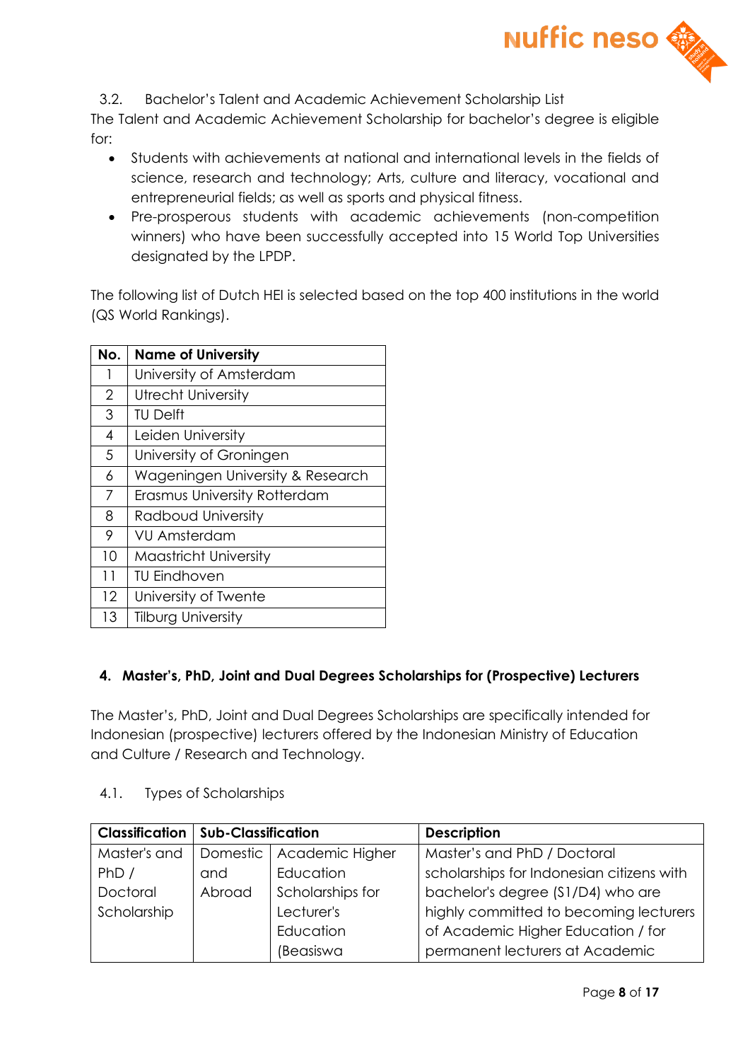### 3.2. Bachelor's Talent and Academic Achievement Scholarship List

The Talent and Academic Achievement Scholarship for bachelor's degree is eligible for:

- Students with achievements at national and international levels in the fields of science, research and technology; Arts, culture and literacy, vocational and entrepreneurial fields; as well as sports and physical fitness.
- Pre-prosperous students with academic achievements (non-competition winners) who have been successfully accepted into 15 World Top Universities designated by the LPDP.

The following list of Dutch HEI is selected based on the top 400 institutions in the world (QS World Rankings).

| No. | Name of University |
|---|---|
| 1 | University of Amsterdam |
| 2 | Utrecht University |
| 3 | TU Delft |
| 4 | Leiden University |
| 5 | University of Groningen |
| 6 | Wageningen University & Research |
| 7 | Erasmus University Rotterdam |
| 8 | Radboud University |
| 9 | VU Amsterdam |
| 10 | Maastricht University |
| 11 | TU Eindhoven |
| 12 | University of Twente |
| 13 | Tilburg University |

## 4. Master's, PhD, Joint and Dual Degrees Scholarships for (Prospective) Lecturers

The Master's, PhD, Joint and Dual Degrees Scholarships are specifically intended for Indonesian (prospective) lecturers offered by the Indonesian Ministry of Education and Culture / Research and Technology.

### 4.1. Types of Scholarships

| Classification | Sub-Classification | | Description |
|---|---|---|---|
| Master's and PhD / Doctoral Scholarship | Domestic and Abroad | Academic Higher Education Scholarships for Lecturer's Education (Beasiswa | Master's and PhD / Doctoral scholarships for Indonesian citizens with bachelor's degree (S1/D4) who are highly committed to becoming lecturers of Academic Higher Education / for permanent lecturers at Academic |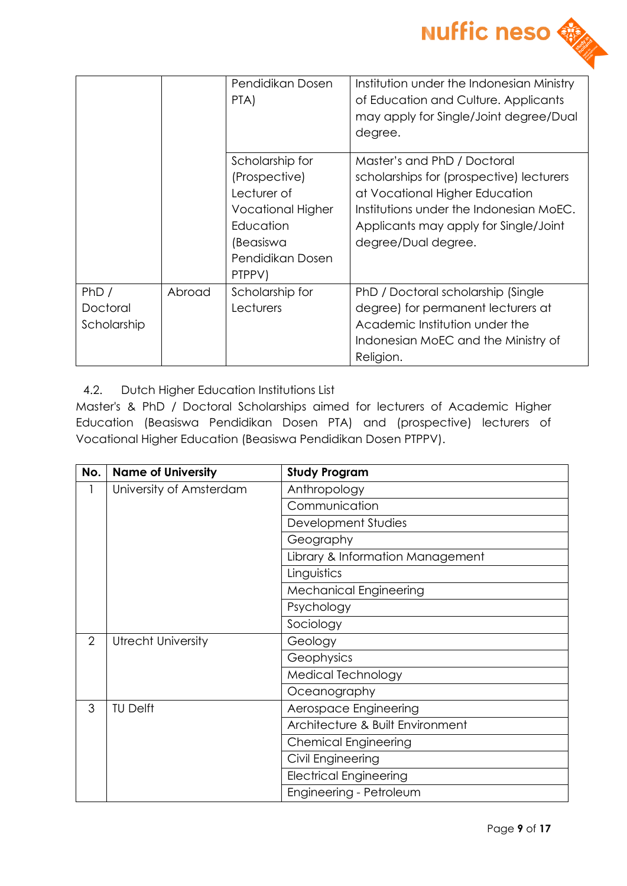| | | | |
|---|---|---|---|
| | | Pendidikan Dosen PTA) | Institution under the Indonesian Ministry of Education and Culture. Applicants may apply for Single/Joint degree/Dual degree. |
| | | Scholarship for (Prospective) Lecturer of Vocational Higher Education (Beasiswa Pendidikan Dosen PTPPV) | Master's and PhD / Doctoral scholarships for (prospective) lecturers at Vocational Higher Education Institutions under the Indonesian MoEC. Applicants may apply for Single/Joint degree/Dual degree. |
| PhD / Doctoral Scholarship | Abroad | Scholarship for Lecturers | PhD / Doctoral scholarship (Single degree) for permanent lecturers at Academic Institution under the Indonesian MoEC and the Ministry of Religion. |

### 4.2. Dutch Higher Education Institutions List

Master's & PhD / Doctoral Scholarships aimed for lecturers of Academic Higher Education (Beasiswa Pendidikan Dosen PTA) and (prospective) lecturers of Vocational Higher Education (Beasiswa Pendidikan Dosen PTPPV).

| No. | Name of University | Study Program |
|---|---|---|
| 1 | University of Amsterdam | Anthropology |
| | | Communication |
| | | Development Studies |
| | | Geography |
| | | Library & Information Management |
| | | Linguistics |
| | | Mechanical Engineering |
| | | Psychology |
| | | Sociology |
| 2 | Utrecht University | Geology |
| | | Geophysics |
| | | Medical Technology |
| | | Oceanography |
| 3 | TU Delft | Aerospace Engineering |
| | | Architecture & Built Environment |
| | | Chemical Engineering |
| | | Civil Engineering |
| | | Electrical Engineering |
| | | Engineering - Petroleum |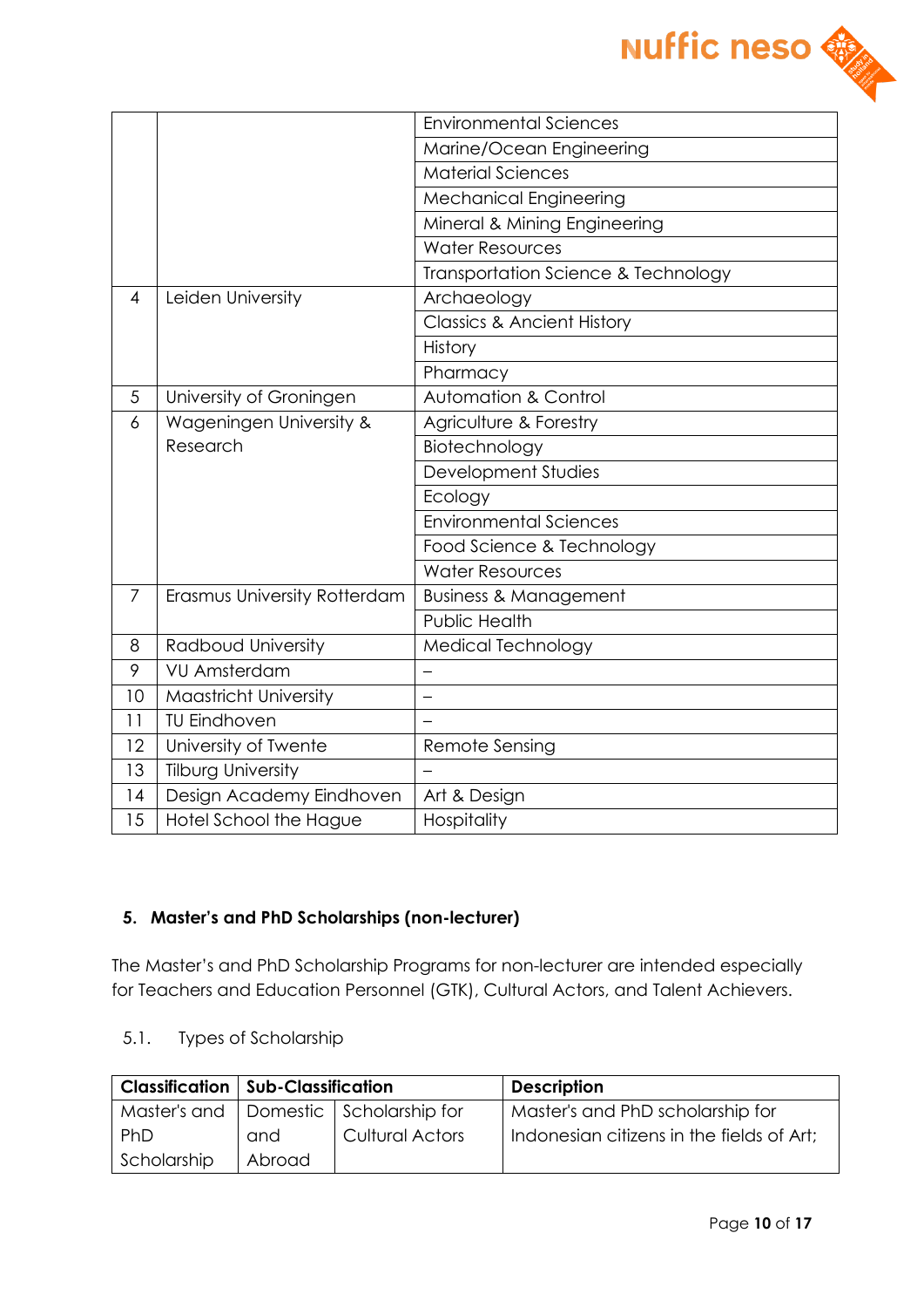| | | |
|---|---|---|
| | | Environmental Sciences |
| | | Marine/Ocean Engineering |
| | | Material Sciences |
| | | Mechanical Engineering |
| | | Mineral & Mining Engineering |
| | | Water Resources |
| | | Transportation Science & Technology |
| 4 | Leiden University | Archaeology |
| | | Classics & Ancient History |
| | | History |
| | | Pharmacy |
| 5 | University of Groningen | Automation & Control |
| 6 | Wageningen University & Research | Agriculture & Forestry |
| | | Biotechnology |
| | | Development Studies |
| | | Ecology |
| | | Environmental Sciences |
| | | Food Science & Technology |
| | | Water Resources |
| 7 | Erasmus University Rotterdam | Business & Management |
| | | Public Health |
| 8 | Radboud University | Medical Technology |
| 9 | VU Amsterdam | – |
| 10 | Maastricht University | – |
| 11 | TU Eindhoven | – |
| 12 | University of Twente | Remote Sensing |
| 13 | Tilburg University | – |
| 14 | Design Academy Eindhoven | Art & Design |
| 15 | Hotel School the Hague | Hospitality |

## 5. Master's and PhD Scholarships (non-lecturer)

The Master's and PhD Scholarship Programs for non-lecturer are intended especially for Teachers and Education Personnel (GTK), Cultural Actors, and Talent Achievers.

### 5.1. Types of Scholarship

| Classification | Sub-Classification | | Description |
|---|---|---|---|
| Master's and PhD Scholarship | Domestic and Abroad | Scholarship for Cultural Actors | Master's and PhD scholarship for Indonesian citizens in the fields of Art; |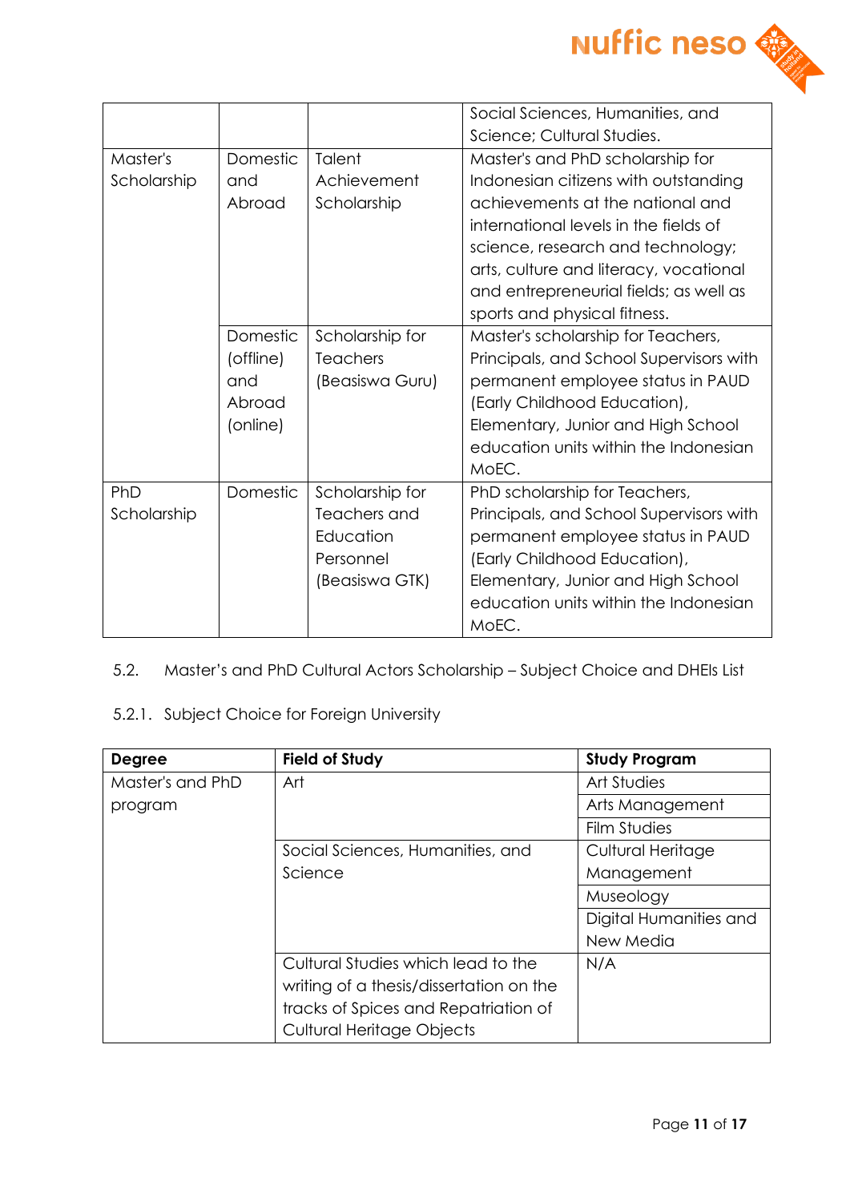| | | | Social Sciences, Humanities, and Science; Cultural Studies. |
|---|---|---|---|
| Master's Scholarship | Domestic and Abroad | Talent Achievement Scholarship | Master's and PhD scholarship for Indonesian citizens with outstanding achievements at the national and international levels in the fields of science, research and technology; arts, culture and literacy, vocational and entrepreneurial fields; as well as sports and physical fitness. |
| | Domestic (offline) and Abroad (online) | Scholarship for Teachers (Beasiswa Guru) | Master's scholarship for Teachers, Principals, and School Supervisors with permanent employee status in PAUD (Early Childhood Education), Elementary, Junior and High School education units within the Indonesian MoEC. |
| PhD Scholarship | Domestic | Scholarship for Teachers and Education Personnel (Beasiswa GTK) | PhD scholarship for Teachers, Principals, and School Supervisors with permanent employee status in PAUD (Early Childhood Education), Elementary, Junior and High School education units within the Indonesian MoEC. |

5.2. Master's and PhD Cultural Actors Scholarship – Subject Choice and DHEIs List

5.2.1. Subject Choice for Foreign University

| **Degree** | **Field of Study** | **Study Program** |
|---|---|---|
| Master's and PhD program | Art | Art Studies |
| | | Arts Management |
| | | Film Studies |
| | Social Sciences, Humanities, and Science | Cultural Heritage Management |
| | | Museology |
| | | Digital Humanities and New Media |
| | Cultural Studies which lead to the writing of a thesis/dissertation on the tracks of Spices and Repatriation of Cultural Heritage Objects | N/A |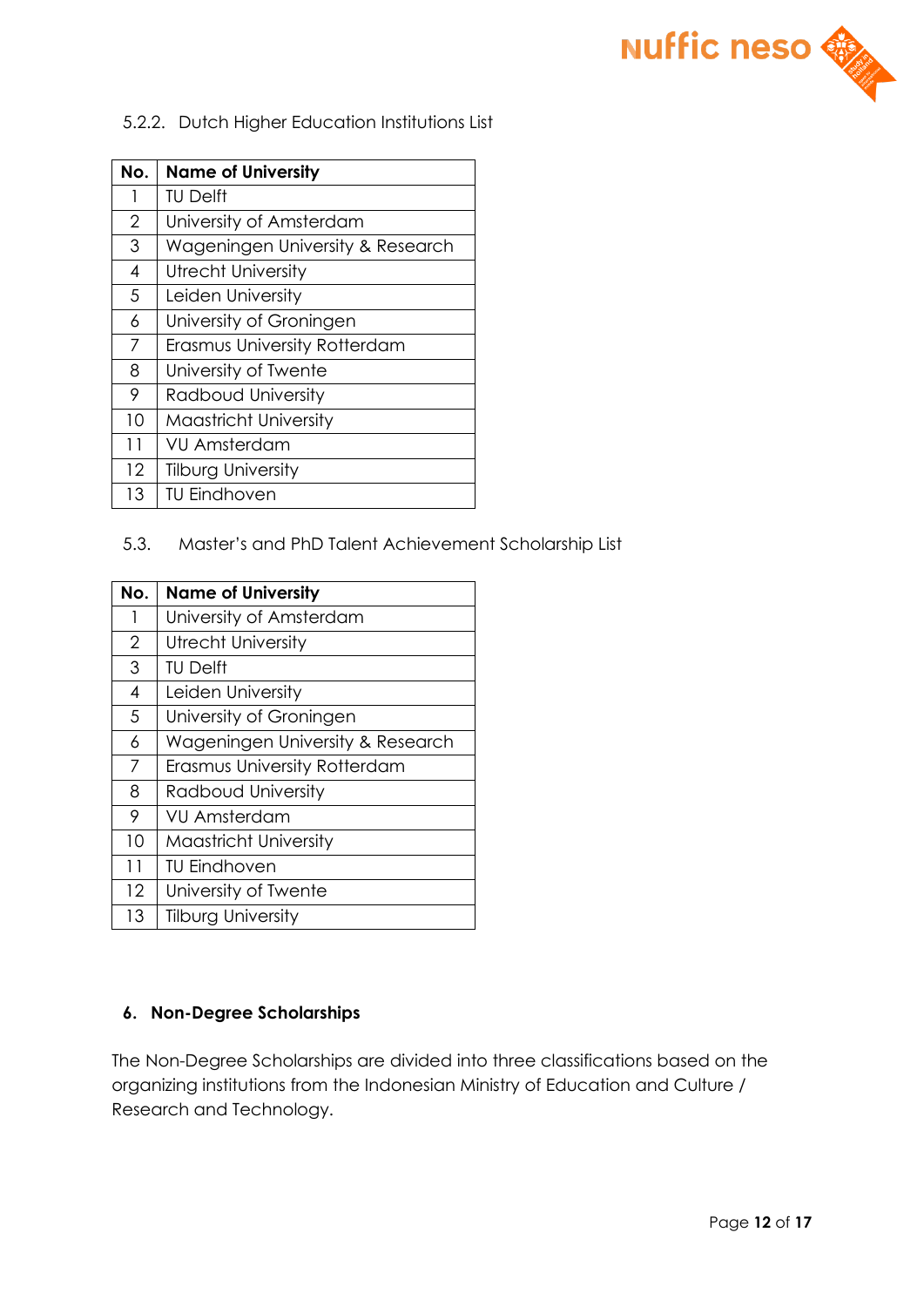#### 5.2.2. Dutch Higher Education Institutions List

| No. | Name of University |
|---|---|
| 1 | TU Delft |
| 2 | University of Amsterdam |
| 3 | Wageningen University & Research |
| 4 | Utrecht University |
| 5 | Leiden University |
| 6 | University of Groningen |
| 7 | Erasmus University Rotterdam |
| 8 | University of Twente |
| 9 | Radboud University |
| 10 | Maastricht University |
| 11 | VU Amsterdam |
| 12 | Tilburg University |
| 13 | TU Eindhoven |

### 5.3. Master's and PhD Talent Achievement Scholarship List

| No. | Name of University |
|---|---|
| 1 | University of Amsterdam |
| 2 | Utrecht University |
| 3 | TU Delft |
| 4 | Leiden University |
| 5 | University of Groningen |
| 6 | Wageningen University & Research |
| 7 | Erasmus University Rotterdam |
| 8 | Radboud University |
| 9 | VU Amsterdam |
| 10 | Maastricht University |
| 11 | TU Eindhoven |
| 12 | University of Twente |
| 13 | Tilburg University |

## 6. Non-Degree Scholarships

The Non-Degree Scholarships are divided into three classifications based on the organizing institutions from the Indonesian Ministry of Education and Culture / Research and Technology.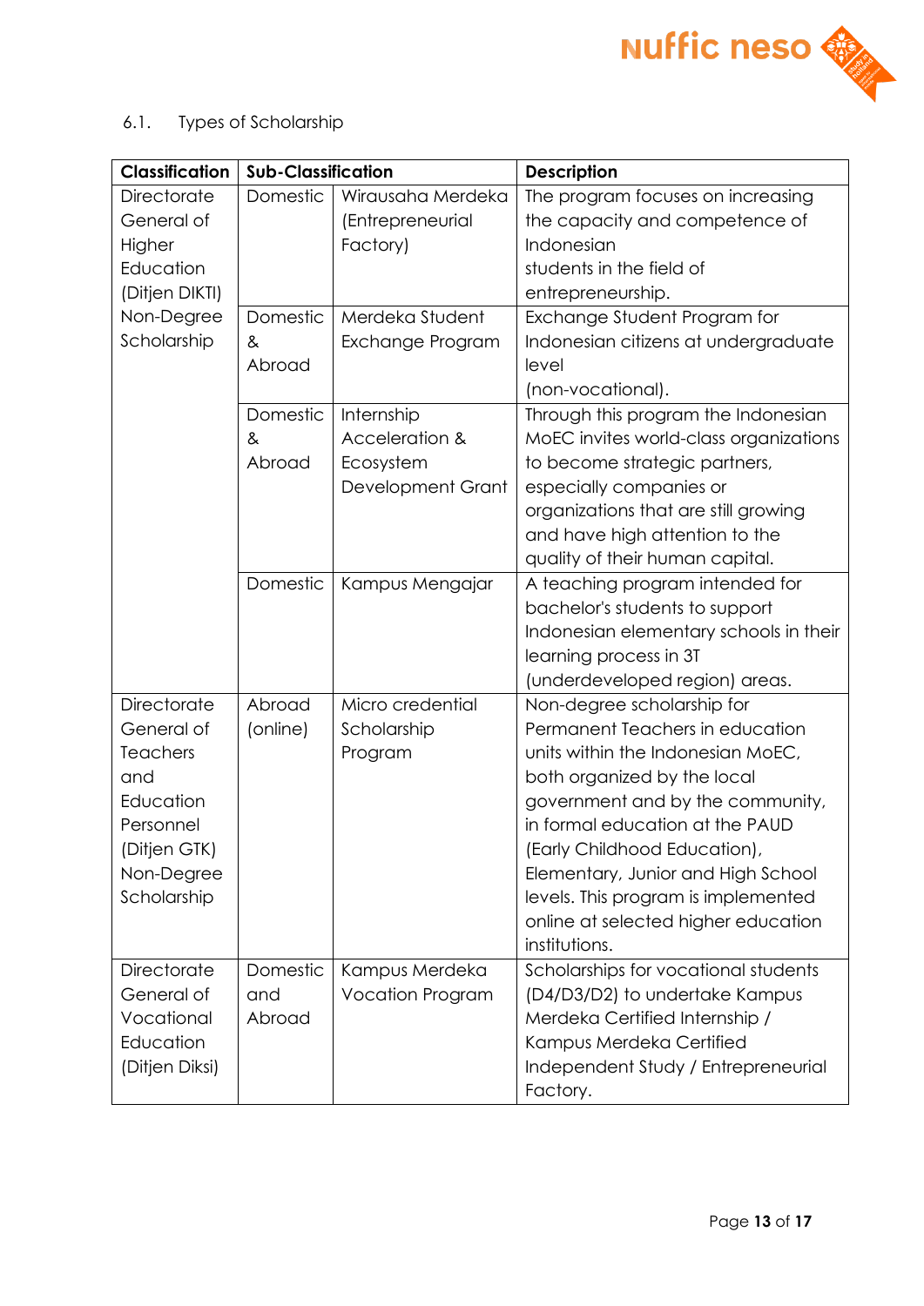### 6.1. Types of Scholarship

| Classification | Sub-Classification | | Description |
|---|---|---|---|
| Directorate General of Higher Education (Ditjen DIKTI) Non-Degree Scholarship | Domestic | Wirausaha Merdeka (Entrepreneurial Factory) | The program focuses on increasing the capacity and competence of Indonesian students in the field of entrepreneurship. |
| | Domestic & Abroad | Merdeka Student Exchange Program | Exchange Student Program for Indonesian citizens at undergraduate level (non-vocational). |
| | Domestic & Abroad | Internship Acceleration & Ecosystem Development Grant | Through this program the Indonesian MoEC invites world-class organizations to become strategic partners, especially companies or organizations that are still growing and have high attention to the quality of their human capital. |
| | Domestic | Kampus Mengajar | A teaching program intended for bachelor's students to support Indonesian elementary schools in their learning process in 3T (underdeveloped region) areas. |
| Directorate General of Teachers and Education Personnel (Ditjen GTK) Non-Degree Scholarship | Abroad (online) | Micro credential Scholarship Program | Non-degree scholarship for Permanent Teachers in education units within the Indonesian MoEC, both organized by the local government and by the community, in formal education at the PAUD (Early Childhood Education), Elementary, Junior and High School levels. This program is implemented online at selected higher education institutions. |
| Directorate General of Vocational Education (Ditjen Diksi) | Domestic and Abroad | Kampus Merdeka Vocation Program | Scholarships for vocational students (D4/D3/D2) to undertake Kampus Merdeka Certified Internship / Kampus Merdeka Certified Independent Study / Entrepreneurial Factory. |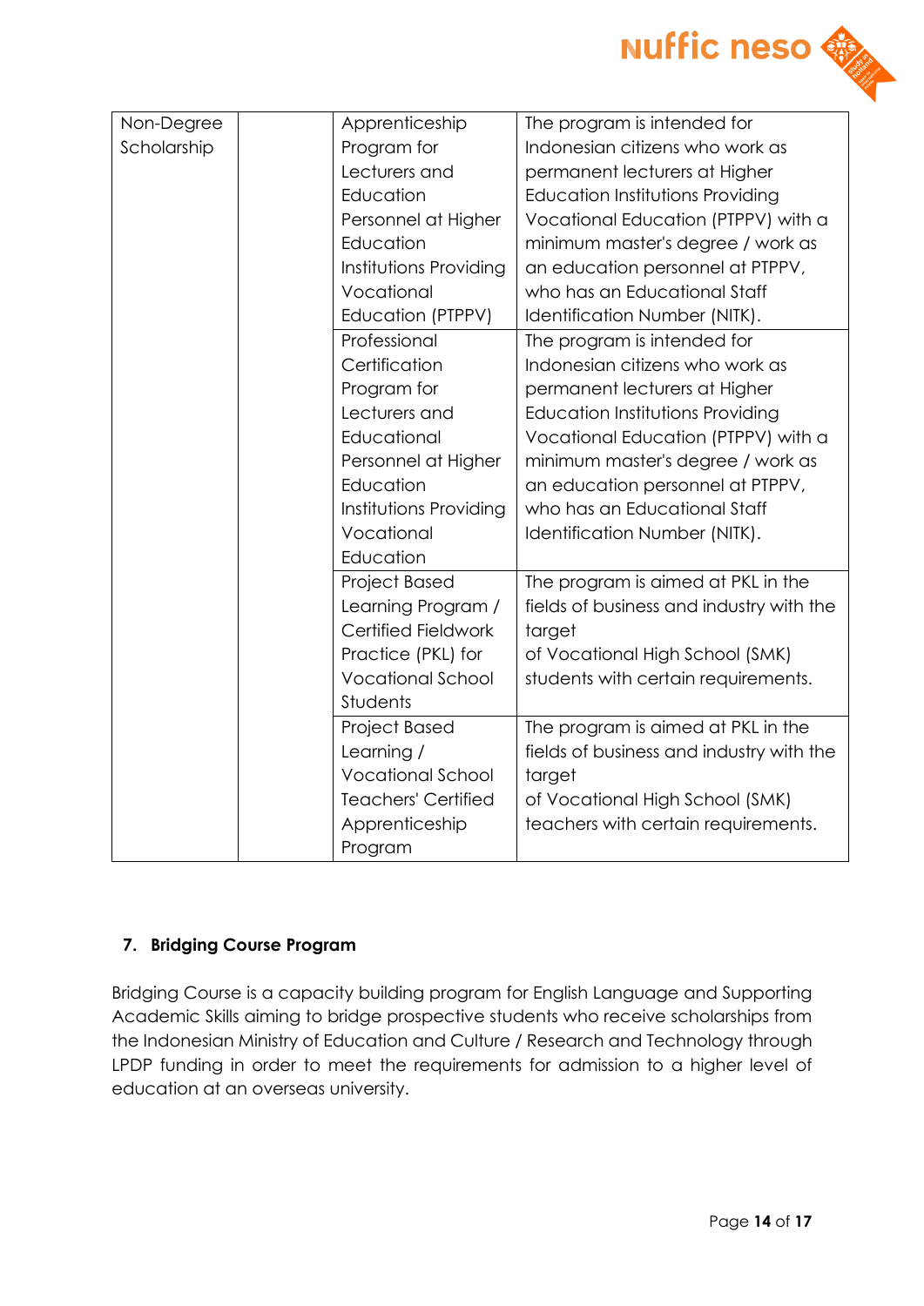| Non-Degree Scholarship | | Apprenticeship Program for Lecturers and Education Personnel at Higher Education Institutions Providing Vocational Education (PTPPV) | The program is intended for Indonesian citizens who work as permanent lecturers at Higher Education Institutions Providing Vocational Education (PTPPV) with a minimum master's degree / work as an education personnel at PTPPV, who has an Educational Staff Identification Number (NITK). |
|---|---|---|---|
| | | Professional Certification Program for Lecturers and Educational Personnel at Higher Education Institutions Providing Vocational Education | The program is intended for Indonesian citizens who work as permanent lecturers at Higher Education Institutions Providing Vocational Education (PTPPV) with a minimum master's degree / work as an education personnel at PTPPV, who has an Educational Staff Identification Number (NITK). |
| | | Project Based Learning Program / Certified Fieldwork Practice (PKL) for Vocational School Students | The program is aimed at PKL in the fields of business and industry with the target of Vocational High School (SMK) students with certain requirements. |
| | | Project Based Learning / Vocational School Teachers' Certified Apprenticeship Program | The program is aimed at PKL in the fields of business and industry with the target of Vocational High School (SMK) teachers with certain requirements. |

## 7. Bridging Course Program

Bridging Course is a capacity building program for English Language and Supporting Academic Skills aiming to bridge prospective students who receive scholarships from the Indonesian Ministry of Education and Culture / Research and Technology through LPDP funding in order to meet the requirements for admission to a higher level of education at an overseas university.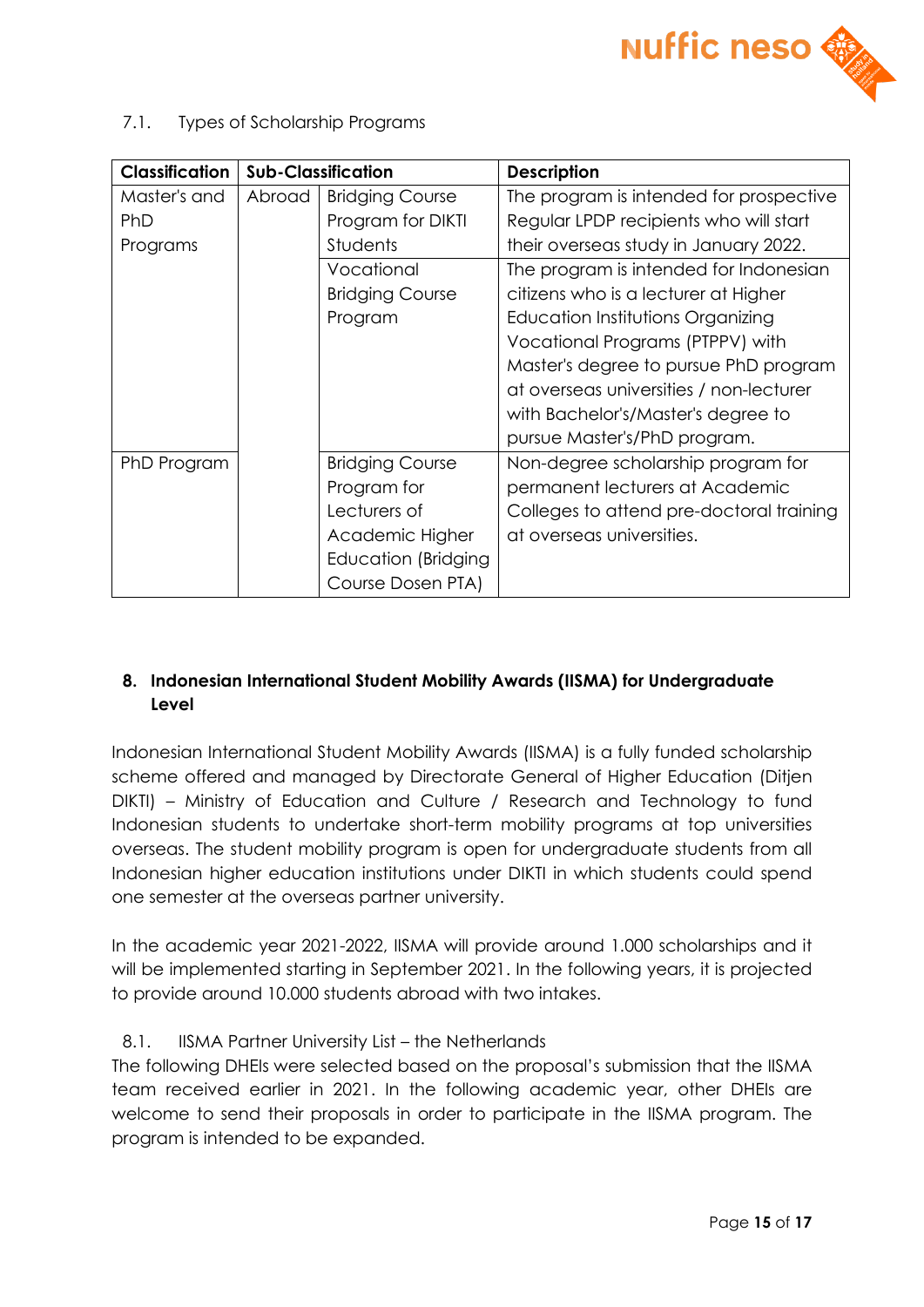7.1. Types of Scholarship Programs

| Classification | Sub-Classification | | Description |
|---|---|---|---|
| Master's and PhD Programs | Abroad | Bridging Course Program for DIKTI Students | The program is intended for prospective Regular LPDP recipients who will start their overseas study in January 2022. |
| | | Vocational Bridging Course Program | The program is intended for Indonesian citizens who is a lecturer at Higher Education Institutions Organizing Vocational Programs (PTPPV) with Master's degree to pursue PhD program at overseas universities / non-lecturer with Bachelor's/Master's degree to pursue Master's/PhD program. |
| PhD Program | | Bridging Course Program for Lecturers of Academic Higher Education (Bridging Course Dosen PTA) | Non-degree scholarship program for permanent lecturers at Academic Colleges to attend pre-doctoral training at overseas universities. |

## 8. Indonesian International Student Mobility Awards (IISMA) for Undergraduate Level

Indonesian International Student Mobility Awards (IISMA) is a fully funded scholarship scheme offered and managed by Directorate General of Higher Education (Ditjen DIKTI) – Ministry of Education and Culture / Research and Technology to fund Indonesian students to undertake short-term mobility programs at top universities overseas. The student mobility program is open for undergraduate students from all Indonesian higher education institutions under DIKTI in which students could spend one semester at the overseas partner university.

In the academic year 2021-2022, IISMA will provide around 1.000 scholarships and it will be implemented starting in September 2021. In the following years, it is projected to provide around 10.000 students abroad with two intakes.

8.1. IISMA Partner University List – the Netherlands

The following DHEIs were selected based on the proposal's submission that the IISMA team received earlier in 2021. In the following academic year, other DHEIs are welcome to send their proposals in order to participate in the IISMA program. The program is intended to be expanded.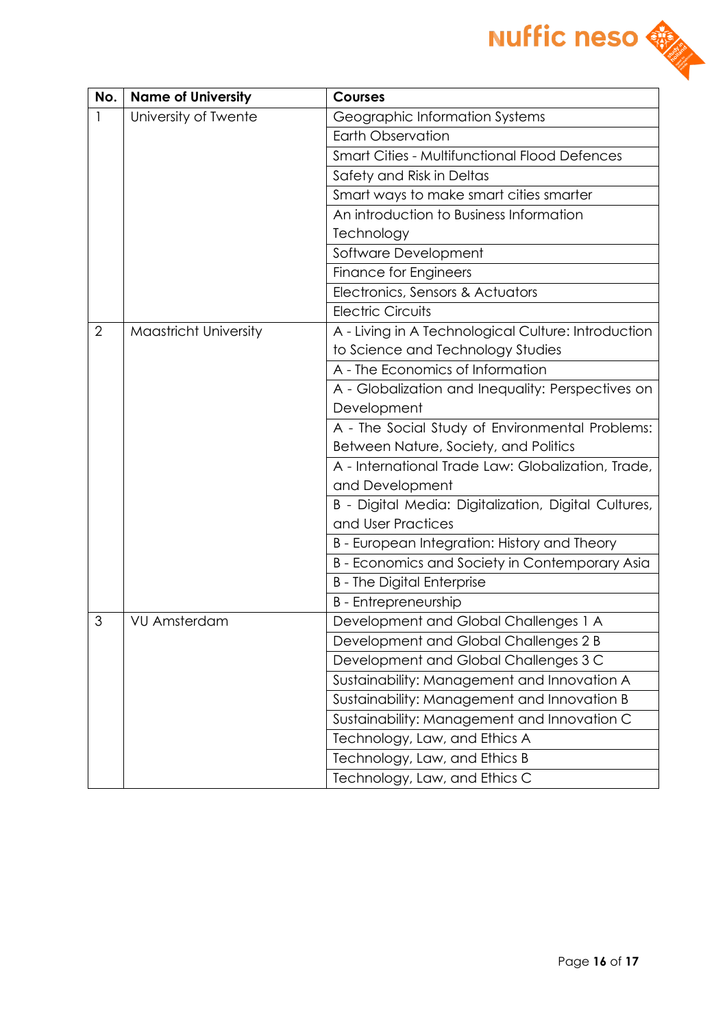| No. | Name of University | Courses |
|---|---|---|
| 1 | University of Twente | Geographic Information Systems |
| | | Earth Observation |
| | | Smart Cities - Multifunctional Flood Defences |
| | | Safety and Risk in Deltas |
| | | Smart ways to make smart cities smarter |
| | | An introduction to Business Information Technology |
| | | Software Development |
| | | Finance for Engineers |
| | | Electronics, Sensors & Actuators |
| | | Electric Circuits |
| 2 | Maastricht University | A - Living in A Technological Culture: Introduction to Science and Technology Studies |
| | | A - The Economics of Information |
| | | A - Globalization and Inequality: Perspectives on Development |
| | | A - The Social Study of Environmental Problems: Between Nature, Society, and Politics |
| | | A - International Trade Law: Globalization, Trade, and Development |
| | | B - Digital Media: Digitalization, Digital Cultures, and User Practices |
| | | B - European Integration: History and Theory |
| | | B - Economics and Society in Contemporary Asia |
| | | B - The Digital Enterprise |
| | | B - Entrepreneurship |
| 3 | VU Amsterdam | Development and Global Challenges 1 A |
| | | Development and Global Challenges 2 B |
| | | Development and Global Challenges 3 C |
| | | Sustainability: Management and Innovation A |
| | | Sustainability: Management and Innovation B |
| | | Sustainability: Management and Innovation C |
| | | Technology, Law, and Ethics A |
| | | Technology, Law, and Ethics B |
| | | Technology, Law, and Ethics C |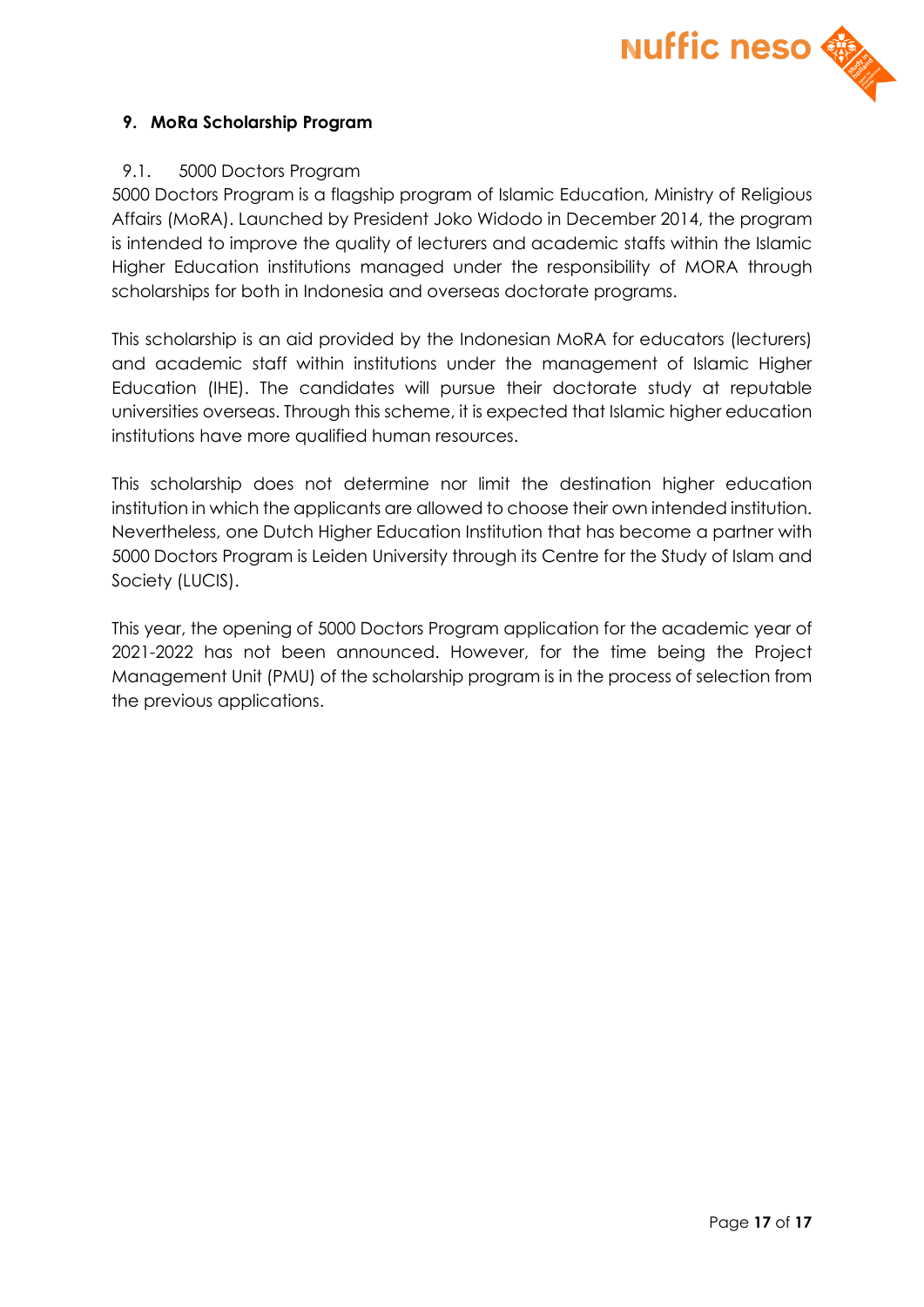## 9. MoRa Scholarship Program

### 9.1. 5000 Doctors Program

5000 Doctors Program is a flagship program of Islamic Education, Ministry of Religious Affairs (MoRA). Launched by President Joko Widodo in December 2014, the program is intended to improve the quality of lecturers and academic staffs within the Islamic Higher Education institutions managed under the responsibility of MORA through scholarships for both in Indonesia and overseas doctorate programs.

This scholarship is an aid provided by the Indonesian MoRA for educators (lecturers) and academic staff within institutions under the management of Islamic Higher Education (IHE). The candidates will pursue their doctorate study at reputable universities overseas. Through this scheme, it is expected that Islamic higher education institutions have more qualified human resources.

This scholarship does not determine nor limit the destination higher education institution in which the applicants are allowed to choose their own intended institution. Nevertheless, one Dutch Higher Education Institution that has become a partner with 5000 Doctors Program is Leiden University through its Centre for the Study of Islam and Society (LUCIS).

This year, the opening of 5000 Doctors Program application for the academic year of 2021-2022 has not been announced. However, for the time being the Project Management Unit (PMU) of the scholarship program is in the process of selection from the previous applications.